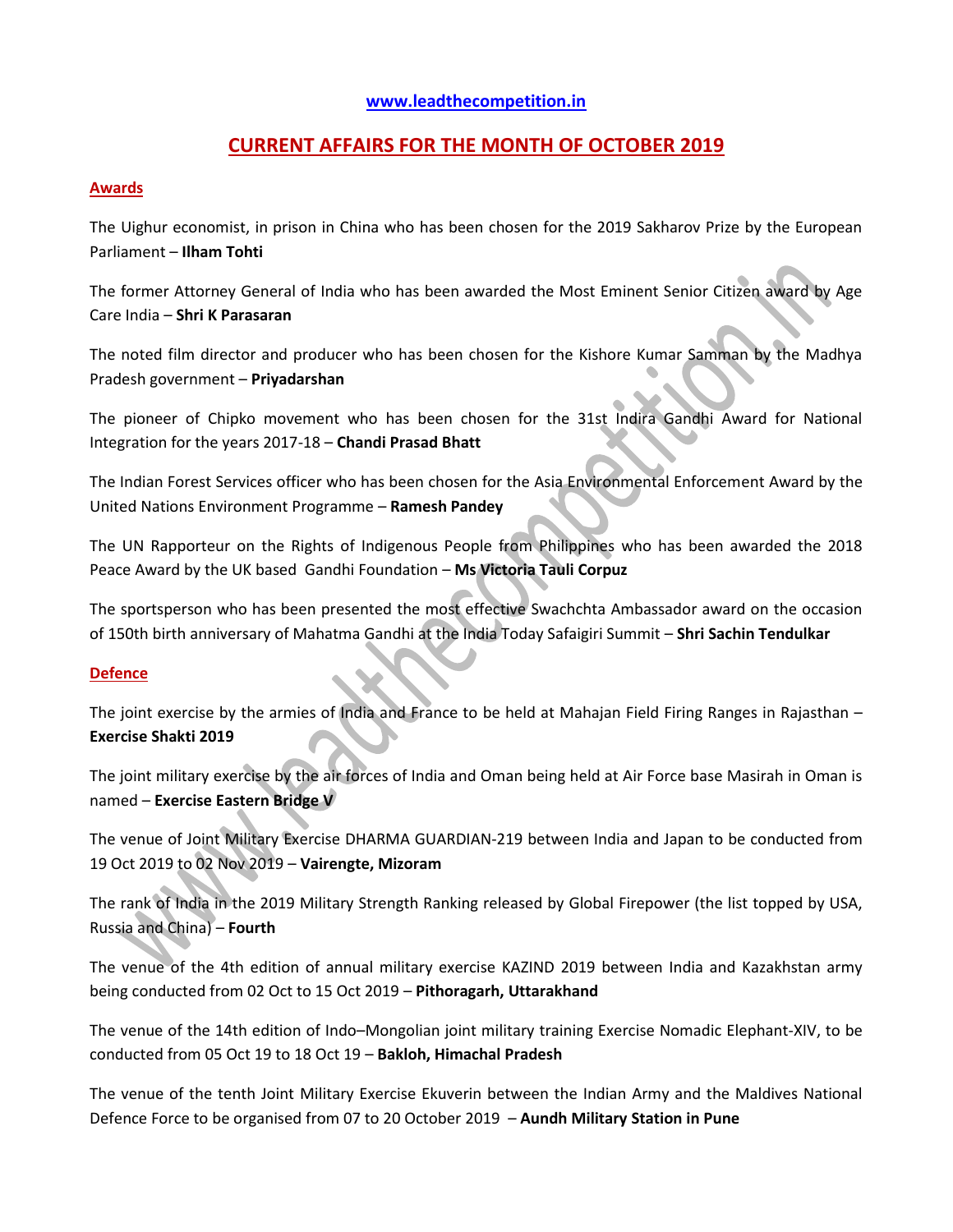www.leadthecompetition.in

# CURRENT AFFAIRS FOR THE MONTH OF OCTOBER 2019

## Awards

The Uighur economist, in prison in China who has been chosen for the 2019 Sakharov Prize by the European Parliament – **Ilham Tohti**

The former Attorney General of India who has been awarded the Most Eminent Senior Citizen award by Age Care India – **Shri K Parasaran**

The noted film director and producer who has been chosen for the Kishore Kumar Samman by the Madhya Pradesh government – **Priyadarshan**

The pioneer of Chipko movement who has been chosen for the 31st Indira Gandhi Award for National Integration for the years 2017-18 – **Chandi Prasad Bhatt**

The Indian Forest Services officer who has been chosen for the Asia Environmental Enforcement Award by the United Nations Environment Programme – **Ramesh Pandey**

The UN Rapporteur on the Rights of Indigenous People from Philippines who has been awarded the 2018 Peace Award by the UK based Gandhi Foundation – **Ms Victoria Tauli Corpuz**

The sportsperson who has been presented the most effective Swachchta Ambassador award on the occasion of 150th birth anniversary of Mahatma Gandhi at the India Today Safaigiri Summit – **Shri Sachin Tendulkar**

## Defence

The joint exercise by the armies of India and France to be held at Mahajan Field Firing Ranges in Rajasthan – **Exercise Shakti 2019**

The joint military exercise by the air forces of India and Oman being held at Air Force base Masirah in Oman is named – **Exercise Eastern Bridge V**

The venue of Joint Military Exercise DHARMA GUARDIAN-219 between India and Japan to be conducted from 19 Oct 2019 to 02 Nov 2019 – **Vairengte, Mizoram**

The rank of India in the 2019 Military Strength Ranking released by Global Firepower (the list topped by USA, Russia and China) – **Fourth**

The venue of the 4th edition of annual military exercise KAZIND 2019 between India and Kazakhstan army being conducted from 02 Oct to 15 Oct 2019 – **Pithoragarh, Uttarakhand**

The venue of the 14th edition of Indo–Mongolian joint military training Exercise Nomadic Elephant-XIV, to be conducted from 05 Oct 19 to 18 Oct 19 – **Bakloh, Himachal Pradesh**

The venue of the tenth Joint Military Exercise Ekuverin between the Indian Army and the Maldives National Defence Force to be organised from 07 to 20 October 2019 – **Aundh Military Station in Pune**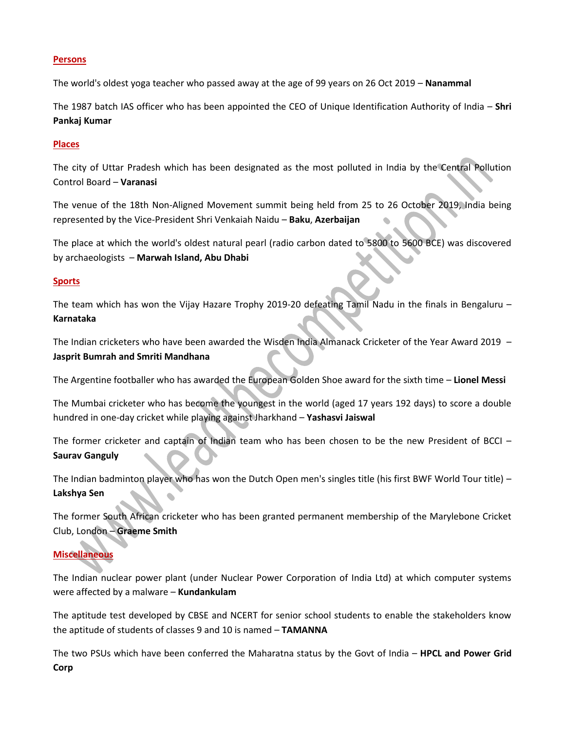## Persons

The world's oldest yoga teacher who passed away at the age of 99 years on 26 Oct 2019 – **Nanammal**

The 1987 batch IAS officer who has been appointed the CEO of Unique Identification Authority of India – **Shri Pankaj Kumar**

## Places

The city of Uttar Pradesh which has been designated as the most polluted in India by the Central Pollution Control Board – **Varanasi**

The venue of the 18th Non-Aligned Movement summit being held from 25 to 26 October 2019, India being represented by the Vice-President Shri Venkaiah Naidu – **Baku**, **Azerbaijan**

The place at which the world's oldest natural pearl (radio carbon dated to 5800 to 5600 BCE) was discovered by archaeologists – **Marwah Island, Abu Dhabi**

## Sports

The team which has won the Vijay Hazare Trophy 2019-20 defeating Tamil Nadu in the finals in Bengaluru – **Karnataka**

The Indian cricketers who have been awarded the Wisden India Almanack Cricketer of the Year Award 2019 – **Jasprit Bumrah and Smriti Mandhana**

The Argentine footballer who has awarded the European Golden Shoe award for the sixth time – **Lionel Messi**

The Mumbai cricketer who has become the youngest in the world (aged 17 years 192 days) to score a double hundred in one-day cricket while playing against Jharkhand – **Yashasvi Jaiswal**

The former cricketer and captain of Indian team who has been chosen to be the new President of BCCI – **Saurav Ganguly**

The Indian badminton player who has won the Dutch Open men's singles title (his first BWF World Tour title) – **Lakshya Sen**

The former South African cricketer who has been granted permanent membership of the Marylebone Cricket Club, London – **Graeme Smith**

## Miscellaneous

The Indian nuclear power plant (under Nuclear Power Corporation of India Ltd) at which computer systems were affected by a malware – **Kundankulam**

The aptitude test developed by CBSE and NCERT for senior school students to enable the stakeholders know the aptitude of students of classes 9 and 10 is named – **TAMANNA**

The two PSUs which have been conferred the Maharatna status by the Govt of India – **HPCL and Power Grid Corp**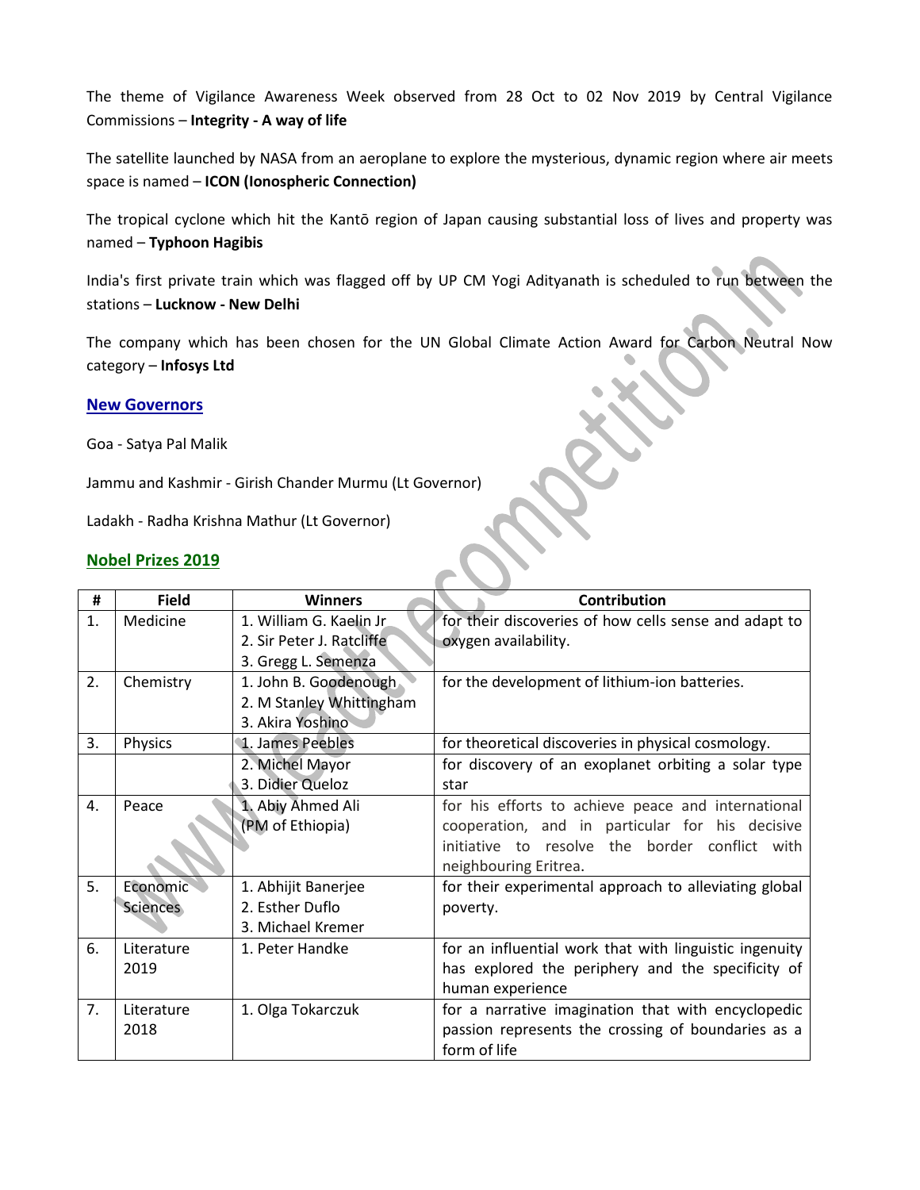The theme of Vigilance Awareness Week observed from 28 Oct to 02 Nov 2019 by Central Vigilance Commissions – **Integrity - A way of life**

The satellite launched by NASA from an aeroplane to explore the mysterious, dynamic region where air meets space is named – **ICON (Ionospheric Connection)**

The tropical cyclone which hit the Kantō region of Japan causing substantial loss of lives and property was named – **Typhoon Hagibis**

India's first private train which was flagged off by UP CM Yogi Adityanath is scheduled to run between the stations – **Lucknow - New Delhi**

The company which has been chosen for the UN Global Climate Action Award for Carbon Neutral Now category – **Infosys Ltd**

## New Governors

Goa - Satya Pal Malik

Jammu and Kashmir - Girish Chander Murmu (Lt Governor)

Ladakh - Radha Krishna Mathur (Lt Governor)

## Nobel Prizes 2019

| # | Field | Winners | Contribution |
|---|---|---|---|
| 1. | Medicine | 1. William G. Kaelin Jr<br>2. Sir Peter J. Ratcliffe<br>3. Gregg L. Semenza | for their discoveries of how cells sense and adapt to oxygen availability. |
| 2. | Chemistry | 1. John B. Goodenough<br>2. M Stanley Whittingham<br>3. Akira Yoshino | for the development of lithium-ion batteries. |
| 3. | Physics | 1. James Peebles | for theoretical discoveries in physical cosmology. |
| | | 2. Michel Mayor<br>3. Didier Queloz | for discovery of an exoplanet orbiting a solar type star |
| 4. | Peace | 1. Abiy Ahmed Ali<br>(PM of Ethiopia) | for his efforts to achieve peace and international cooperation, and in particular for his decisive initiative to resolve the border conflict with neighbouring Eritrea. |
| 5. | Economic Sciences | 1. Abhijit Banerjee<br>2. Esther Duflo<br>3. Michael Kremer | for their experimental approach to alleviating global poverty. |
| 6. | Literature 2019 | 1. Peter Handke | for an influential work that with linguistic ingenuity has explored the periphery and the specificity of human experience |
| 7. | Literature 2018 | 1. Olga Tokarczuk | for a narrative imagination that with encyclopedic passion represents the crossing of boundaries as a form of life |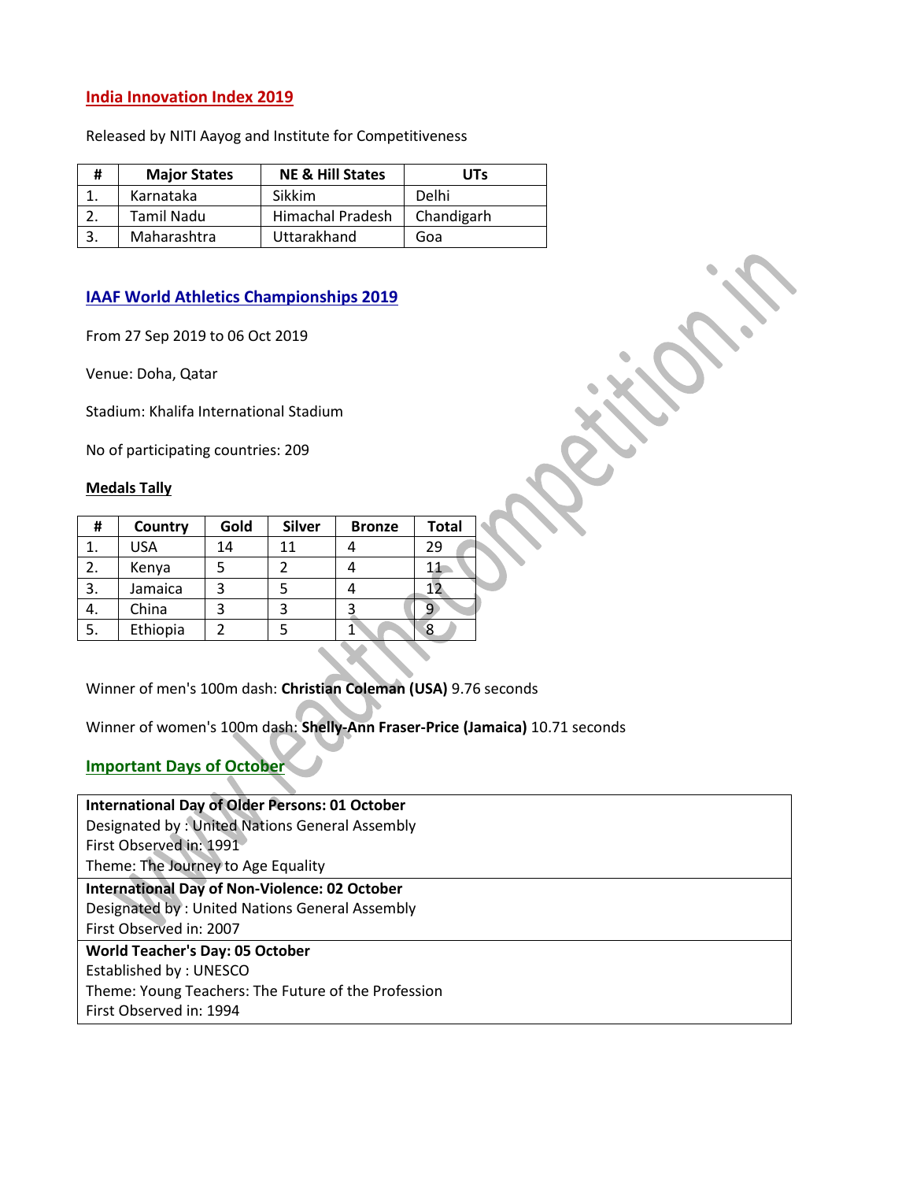## India Innovation Index 2019

Released by NITI Aayog and Institute for Competitiveness

| # | Major States | NE & Hill States | UTs |
|---|---|---|---|
| 1. | Karnataka | Sikkim | Delhi |
| 2. | Tamil Nadu | Himachal Pradesh | Chandigarh |
| 3. | Maharashtra | Uttarakhand | Goa |

## IAAF World Athletics Championships 2019

From 27 Sep 2019 to 06 Oct 2019

Venue: Doha, Qatar

Stadium: Khalifa International Stadium

No of participating countries: 209

### Medals Tally

| # | Country | Gold | Silver | Bronze | Total |
|---|---|---|---|---|---|
| 1. | USA | 14 | 11 | 4 | 29 |
| 2. | Kenya | 5 | 2 | 4 | 11 |
| 3. | Jamaica | 3 | 5 | 4 | 12 |
| 4. | China | 3 | 3 | 3 | 9 |
| 5. | Ethiopia | 2 | 5 | 1 | 8 |

Winner of men's 100m dash: **Christian Coleman (USA)** 9.76 seconds

Winner of women's 100m dash: **Shelly-Ann Fraser-Price (Jamaica)** 10.71 seconds

## Important Days of October

**International Day of Older Persons: 01 October**
Designated by : United Nations General Assembly
First Observed in: 1991
Theme: The Journey to Age Equality

**International Day of Non-Violence: 02 October**
Designated by : United Nations General Assembly
First Observed in: 2007

**World Teacher's Day: 05 October**
Established by : UNESCO
Theme: Young Teachers: The Future of the Profession
First Observed in: 1994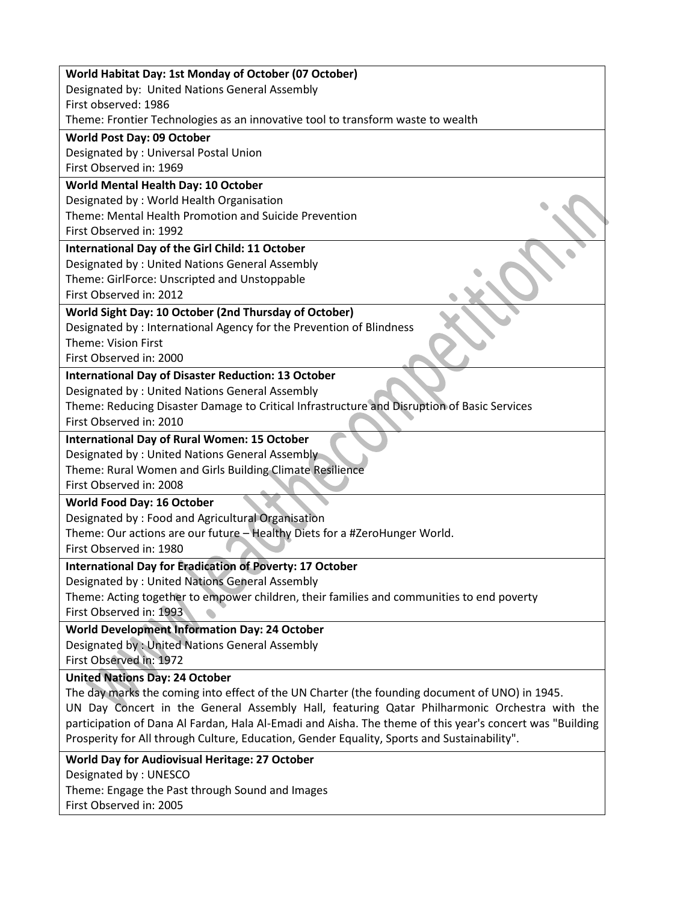**World Habitat Day: 1st Monday of October (07 October)**
Designated by: United Nations General Assembly
First observed: 1986
Theme: Frontier Technologies as an innovative tool to transform waste to wealth

**World Post Day: 09 October**
Designated by : Universal Postal Union
First Observed in: 1969

**World Mental Health Day: 10 October**
Designated by : World Health Organisation
Theme: Mental Health Promotion and Suicide Prevention
First Observed in: 1992

**International Day of the Girl Child: 11 October**
Designated by : United Nations General Assembly
Theme: GirlForce: Unscripted and Unstoppable
First Observed in: 2012

**World Sight Day: 10 October (2nd Thursday of October)**
Designated by : International Agency for the Prevention of Blindness
Theme: Vision First
First Observed in: 2000

**International Day of Disaster Reduction: 13 October**
Designated by : United Nations General Assembly
Theme: Reducing Disaster Damage to Critical Infrastructure and Disruption of Basic Services
First Observed in: 2010

**International Day of Rural Women: 15 October**
Designated by : United Nations General Assembly
Theme: Rural Women and Girls Building Climate Resilience
First Observed in: 2008

**World Food Day: 16 October**
Designated by : Food and Agricultural Organisation
Theme: Our actions are our future – Healthy Diets for a #ZeroHunger World.
First Observed in: 1980

**International Day for Eradication of Poverty: 17 October**
Designated by : United Nations General Assembly
Theme: Acting together to empower children, their families and communities to end poverty
First Observed in: 1993

**World Development Information Day: 24 October**
Designated by : United Nations General Assembly
First Observed in: 1972

**United Nations Day: 24 October**
The day marks the coming into effect of the UN Charter (the founding document of UNO) in 1945.
UN Day Concert in the General Assembly Hall, featuring Qatar Philharmonic Orchestra with the participation of Dana Al Fardan, Hala Al-Emadi and Aisha. The theme of this year's concert was "Building Prosperity for All through Culture, Education, Gender Equality, Sports and Sustainability".

**World Day for Audiovisual Heritage: 27 October**
Designated by : UNESCO
Theme: Engage the Past through Sound and Images
First Observed in: 2005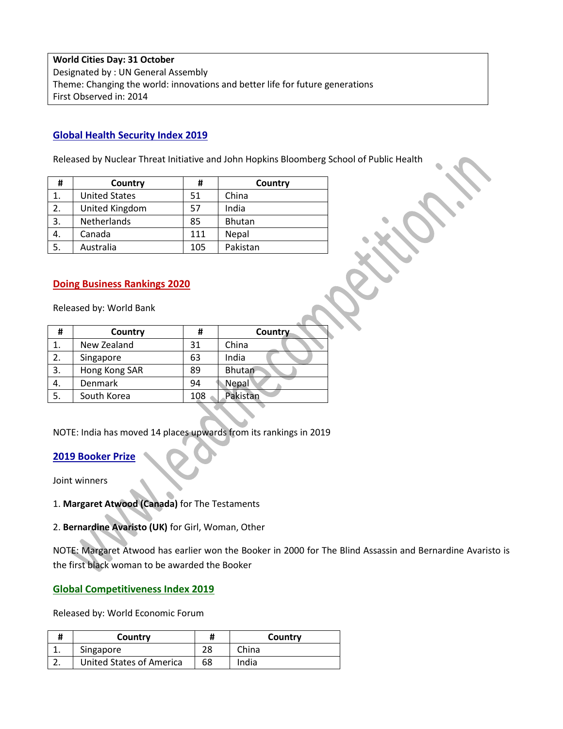**World Cities Day: 31 October**
Designated by : UN General Assembly
Theme: Changing the world: innovations and better life for future generations
First Observed in: 2014

## Global Health Security Index 2019

Released by Nuclear Threat Initiative and John Hopkins Bloomberg School of Public Health

| # | Country | # | Country |
|---|---|---|---|
| 1. | United States | 51 | China |
| 2. | United Kingdom | 57 | India |
| 3. | Netherlands | 85 | Bhutan |
| 4. | Canada | 111 | Nepal |
| 5. | Australia | 105 | Pakistan |

## Doing Business Rankings 2020

Released by: World Bank

| # | Country | # | Country |
|---|---|---|---|
| 1. | New Zealand | 31 | China |
| 2. | Singapore | 63 | India |
| 3. | Hong Kong SAR | 89 | Bhutan |
| 4. | Denmark | 94 | Nepal |
| 5. | South Korea | 108 | Pakistan |

NOTE: India has moved 14 places upwards from its rankings in 2019

## 2019 Booker Prize

Joint winners

1. **Margaret Atwood (Canada)** for The Testaments
2. **Bernardine Avaristo (UK)** for Girl, Woman, Other

NOTE: Margaret Atwood has earlier won the Booker in 2000 for The Blind Assassin and Bernardine Avaristo is the first black woman to be awarded the Booker

## Global Competitiveness Index 2019

Released by: World Economic Forum

| # | Country | # | Country |
|---|---|---|---|
| 1. | Singapore | 28 | China |
| 2. | United States of America | 68 | India |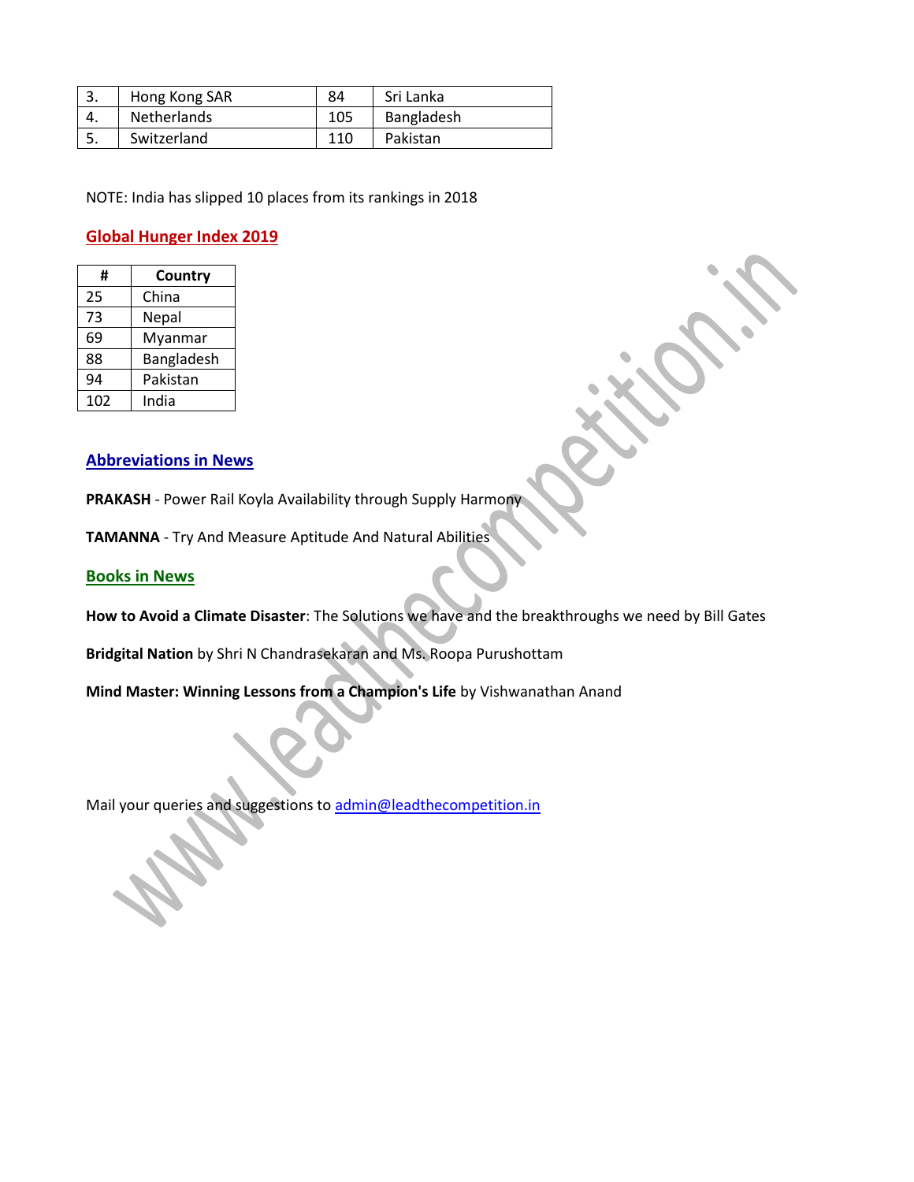| | | | |
|---|---|---|---|
| 3. | Hong Kong SAR | 84 | Sri Lanka |
| 4. | Netherlands | 105 | Bangladesh |
| 5. | Switzerland | 110 | Pakistan |

NOTE: India has slipped 10 places from its rankings in 2018

## Global Hunger Index 2019

| # | Country |
|---|---|
| 25 | China |
| 73 | Nepal |
| 69 | Myanmar |
| 88 | Bangladesh |
| 94 | Pakistan |
| 102 | India |

## Abbreviations in News

**PRAKASH** - Power Rail Koyla Availability through Supply Harmony

**TAMANNA** - Try And Measure Aptitude And Natural Abilities

## Books in News

**How to Avoid a Climate Disaster**: The Solutions we have and the breakthroughs we need by Bill Gates

**Bridgital Nation** by Shri N Chandrasekaran and Ms. Roopa Purushottam

**Mind Master: Winning Lessons from a Champion's Life** by Vishwanathan Anand

Mail your queries and suggestions to admin@leadthecompetition.in